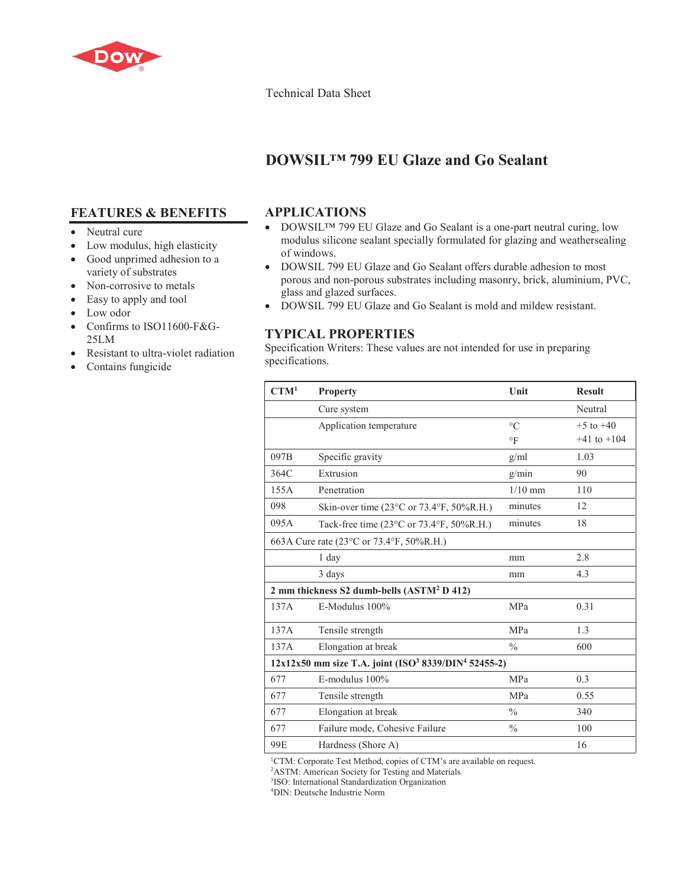Technical Data Sheet

# DOWSIL™ 799 EU Glaze and Go Sealant

## FEATURES & BENEFITS

- Neutral cure
- Low modulus, high elasticity
- Good unprimed adhesion to a variety of substrates
- Non-corrosive to metals
- Easy to apply and tool
- Low odor
- Confirms to ISO11600-F&G-25LM
- Resistant to ultra-violet radiation
- Contains fungicide

## APPLICATIONS

- DOWSIL™ 799 EU Glaze and Go Sealant is a one-part neutral curing, low modulus silicone sealant specially formulated for glazing and weathersealing of windows.
- DOWSIL 799 EU Glaze and Go Sealant offers durable adhesion to most porous and non-porous substrates including masonry, brick, aluminium, PVC, glass and glazed surfaces.
- DOWSIL 799 EU Glaze and Go Sealant is mold and mildew resistant.

## TYPICAL PROPERTIES

Specification Writers: These values are not intended for use in preparing specifications.

| CTM[1] | Property | Unit | Result |
|---|---|---|---|
| | Cure system | | Neutral |
| | Application temperature | °C<br>°F | +5 to +40<br>+41 to +104 |
| 097B | Specific gravity | g/ml | 1.03 |
| 364C | Extrusion | g/min | 90 |
| 155A | Penetration | 1/10 mm | 110 |
| 098 | Skin-over time (23°C or 73.4°F, 50%R.H.) | minutes | 12 |
| 095A | Tack-free time (23°C or 73.4°F, 50%R.H.) | minutes | 18 |
| 663A Cure rate (23°C or 73.4°F, 50%R.H.) | | | |
| | 1 day | mm | 2.8 |
| | 3 days | mm | 4.3 |
| **2 mm thickness S2 dumb-bells (ASTM[2] D 412)** | | | |
| 137A | E-Modulus 100% | MPa | 0.31 |
| 137A | Tensile strength | MPa | 1.3 |
| 137A | Elongation at break | % | 600 |
| **12x12x50 mm size T.A. joint (ISO[3] 8339/DIN[4] 52455-2)** | | | |
| 677 | E-modulus 100% | MPa | 0.3 |
| 677 | Tensile strength | MPa | 0.55 |
| 677 | Elongation at break | % | 340 |
| 677 | Failure mode, Cohesive Failure | % | 100 |
| 99E | Hardness (Shore A) | | 16 |

[1]CTM: Corporate Test Method, copies of CTM's are available on request.
[2]ASTM: American Society for Testing and Materials
[3]ISO: International Standardization Organization
[4]DIN: Deutsche Industrie Norm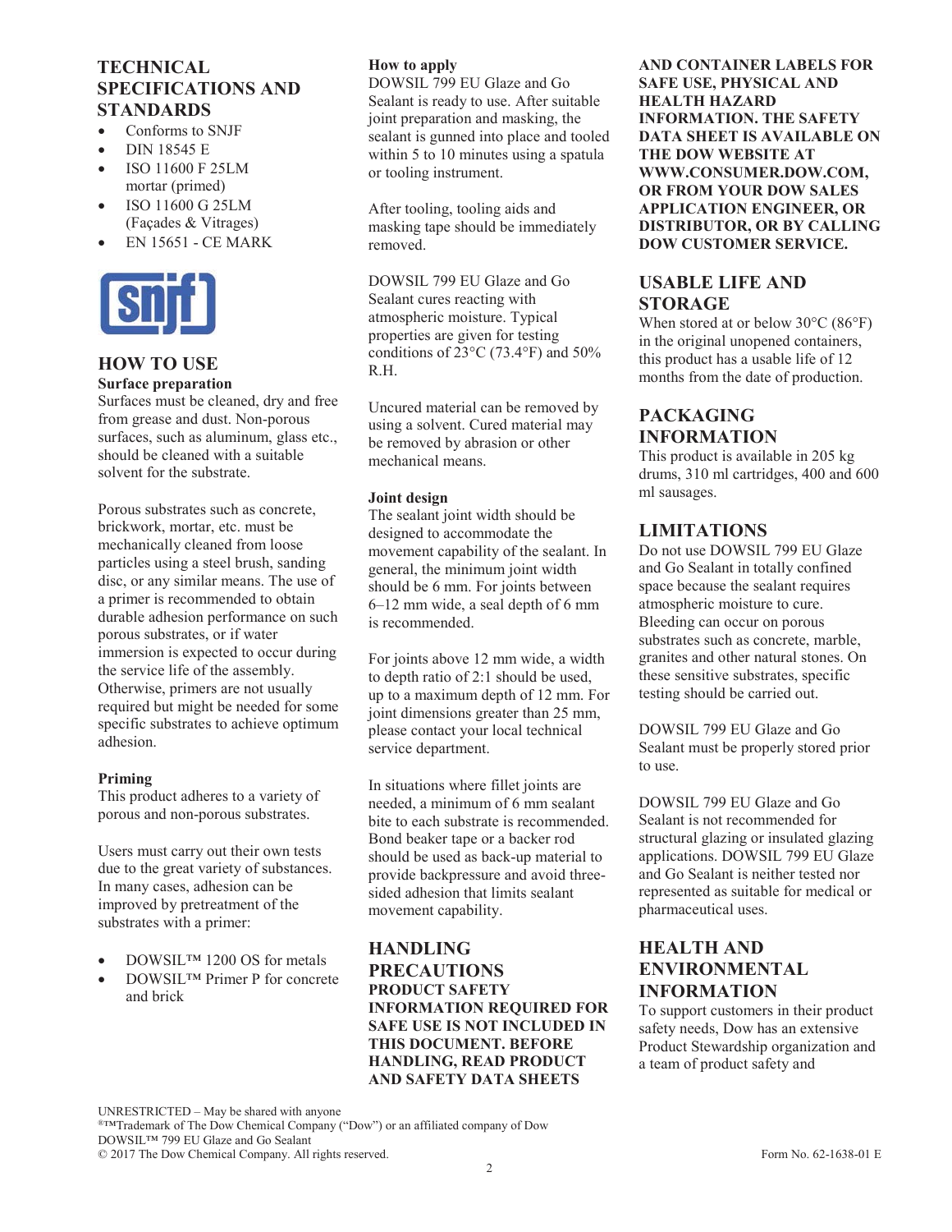## TECHNICAL SPECIFICATIONS AND STANDARDS

- Conforms to SNJF
- DIN 18545 E
- ISO 11600 F 25LM mortar (primed)
- ISO 11600 G 25LM (Façades & Vitrages)
- EN 15651 - CE MARK

## HOW TO USE

**Surface preparation**

Surfaces must be cleaned, dry and free from grease and dust. Non-porous surfaces, such as aluminum, glass etc., should be cleaned with a suitable solvent for the substrate.

Porous substrates such as concrete, brickwork, mortar, etc. must be mechanically cleaned from loose particles using a steel brush, sanding disc, or any similar means. The use of a primer is recommended to obtain durable adhesion performance on such porous substrates, or if water immersion is expected to occur during the service life of the assembly. Otherwise, primers are not usually required but might be needed for some specific substrates to achieve optimum adhesion.

**Priming**

This product adheres to a variety of porous and non-porous substrates.

Users must carry out their own tests due to the great variety of substances. In many cases, adhesion can be improved by pretreatment of the substrates with a primer:

- DOWSIL™ 1200 OS for metals
- DOWSIL™ Primer P for concrete and brick

**How to apply**

DOWSIL 799 EU Glaze and Go Sealant is ready to use. After suitable joint preparation and masking, the sealant is gunned into place and tooled within 5 to 10 minutes using a spatula or tooling instrument.

After tooling, tooling aids and masking tape should be immediately removed.

DOWSIL 799 EU Glaze and Go Sealant cures reacting with atmospheric moisture. Typical properties are given for testing conditions of 23°C (73.4°F) and 50% R.H.

Uncured material can be removed by using a solvent. Cured material may be removed by abrasion or other mechanical means.

**Joint design**

The sealant joint width should be designed to accommodate the movement capability of the sealant. In general, the minimum joint width should be 6 mm. For joints between 6–12 mm wide, a seal depth of 6 mm is recommended.

For joints above 12 mm wide, a width to depth ratio of 2:1 should be used, up to a maximum depth of 12 mm. For joint dimensions greater than 25 mm, please contact your local technical service department.

In situations where fillet joints are needed, a minimum of 6 mm sealant bite to each substrate is recommended. Bond beaker tape or a backer rod should be used as back-up material to provide backpressure and avoid three-sided adhesion that limits sealant movement capability.

## HANDLING PRECAUTIONS

**PRODUCT SAFETY INFORMATION REQUIRED FOR SAFE USE IS NOT INCLUDED IN THIS DOCUMENT. BEFORE HANDLING, READ PRODUCT AND SAFETY DATA SHEETS AND CONTAINER LABELS FOR SAFE USE, PHYSICAL AND HEALTH HAZARD INFORMATION. THE SAFETY DATA SHEET IS AVAILABLE ON THE DOW WEBSITE AT WWW.CONSUMER.DOW.COM, OR FROM YOUR DOW SALES APPLICATION ENGINEER, OR DISTRIBUTOR, OR BY CALLING DOW CUSTOMER SERVICE.**

## USABLE LIFE AND STORAGE

When stored at or below 30°C (86°F) in the original unopened containers, this product has a usable life of 12 months from the date of production.

## PACKAGING INFORMATION

This product is available in 205 kg drums, 310 ml cartridges, 400 and 600 ml sausages.

## LIMITATIONS

Do not use DOWSIL 799 EU Glaze and Go Sealant in totally confined space because the sealant requires atmospheric moisture to cure. Bleeding can occur on porous substrates such as concrete, marble, granites and other natural stones. On these sensitive substrates, specific testing should be carried out.

DOWSIL 799 EU Glaze and Go Sealant must be properly stored prior to use.

DOWSIL 799 EU Glaze and Go Sealant is not recommended for structural glazing or insulated glazing applications. DOWSIL 799 EU Glaze and Go Sealant is neither tested nor represented as suitable for medical or pharmaceutical uses.

## HEALTH AND ENVIRONMENTAL INFORMATION

To support customers in their product safety needs, Dow has an extensive Product Stewardship organization and a team of product safety and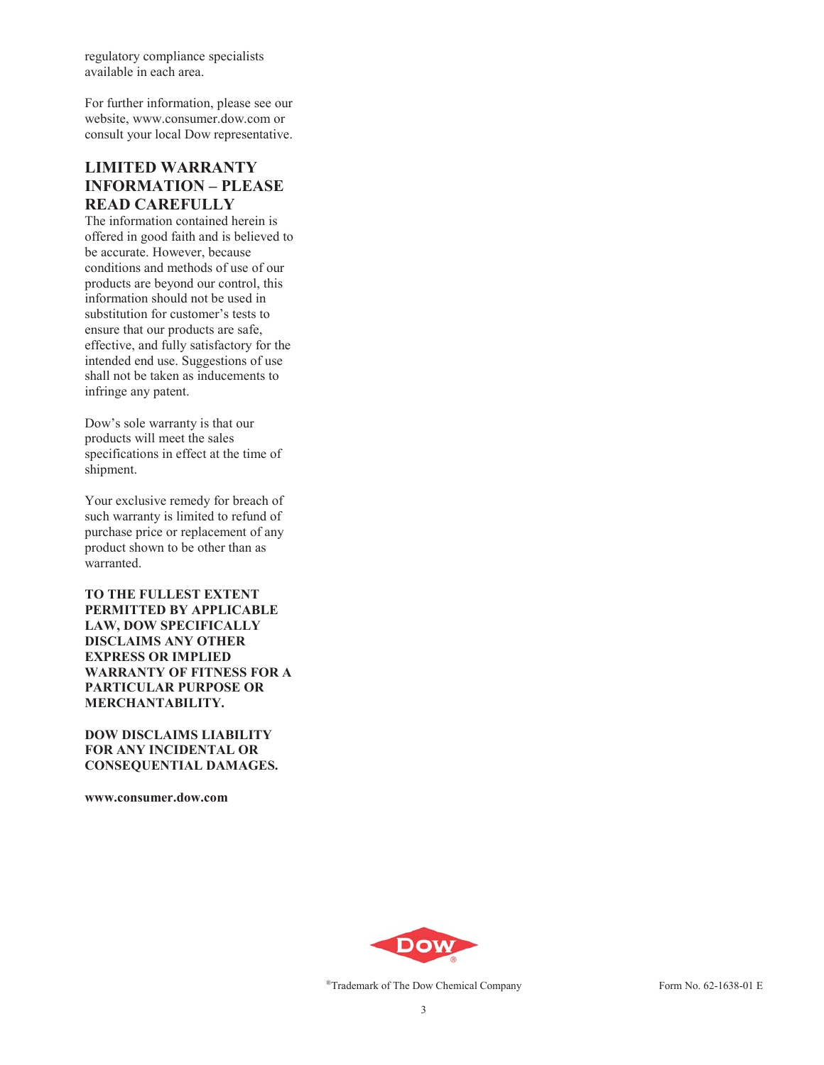regulatory compliance specialists available in each area.

For further information, please see our website, www.consumer.dow.com or consult your local Dow representative.

## LIMITED WARRANTY INFORMATION – PLEASE READ CAREFULLY

The information contained herein is offered in good faith and is believed to be accurate. However, because conditions and methods of use of our products are beyond our control, this information should not be used in substitution for customer's tests to ensure that our products are safe, effective, and fully satisfactory for the intended end use. Suggestions of use shall not be taken as inducements to infringe any patent.

Dow's sole warranty is that our products will meet the sales specifications in effect at the time of shipment.

Your exclusive remedy for breach of such warranty is limited to refund of purchase price or replacement of any product shown to be other than as warranted.

**TO THE FULLEST EXTENT PERMITTED BY APPLICABLE LAW, DOW SPECIFICALLY DISCLAIMS ANY OTHER EXPRESS OR IMPLIED WARRANTY OF FITNESS FOR A PARTICULAR PURPOSE OR MERCHANTABILITY.**

**DOW DISCLAIMS LIABILITY FOR ANY INCIDENTAL OR CONSEQUENTIAL DAMAGES.**

**www.consumer.dow.com**

®Trademark of The Dow Chemical Company

Form No. 62-1638-01 E